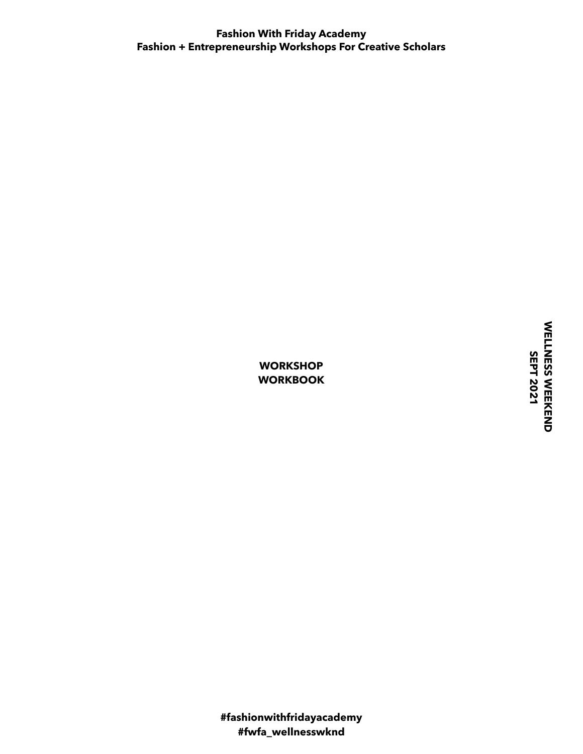**Fashion With Friday Academy**
**Fashion + Entrepreneurship Workshops For Creative Scholars**

# WORKSHOP WORKBOOK

**WELLNESS WEEKEND**
**SEPT 2021**

**#fashionwithfridayacademy**
**#fwfa_wellnesswknd**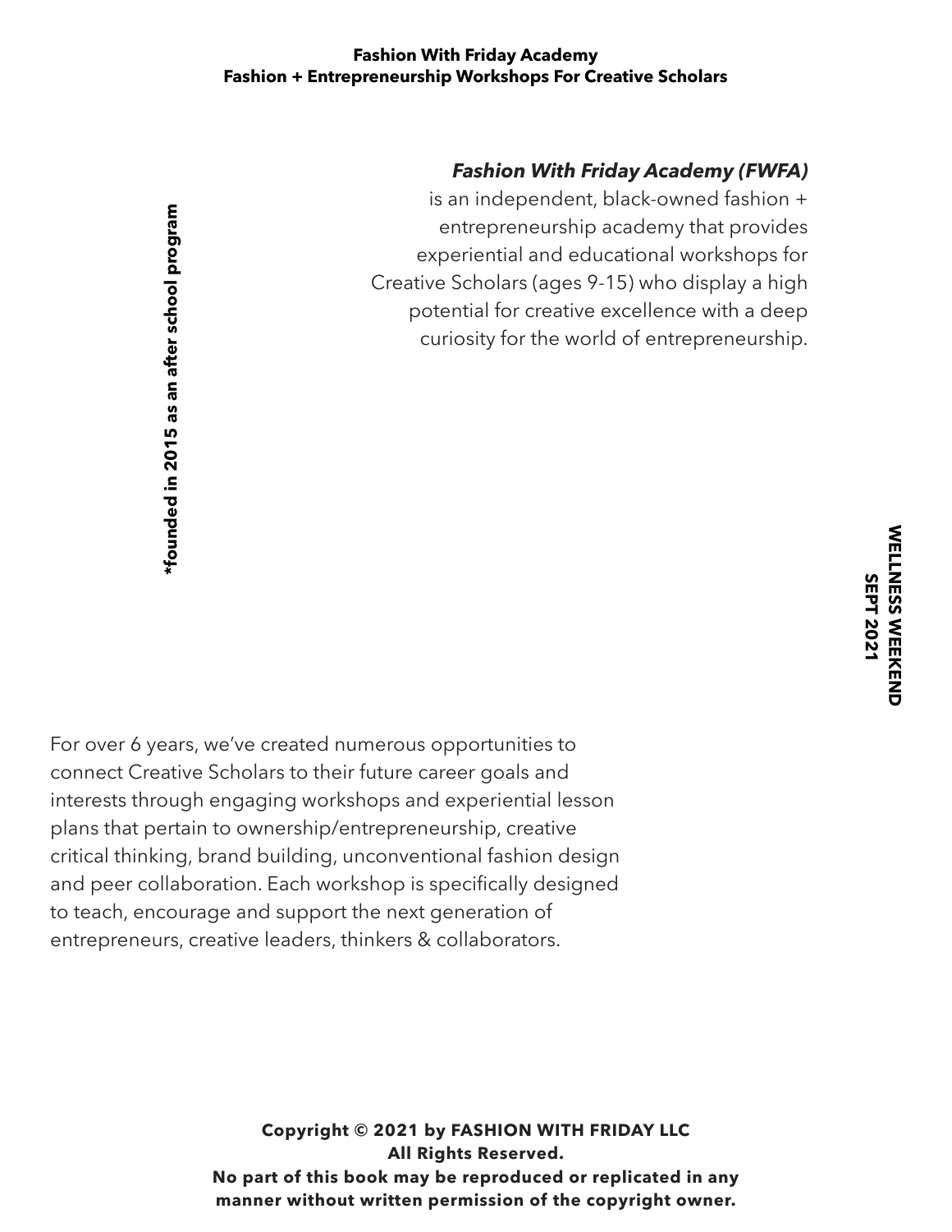**Fashion With Friday Academy**
**Fashion + Entrepreneurship Workshops For Creative Scholars**

***Fashion With Friday Academy (FWFA)*** is an independent, black-owned fashion + entrepreneurship academy that provides experiential and educational workshops for Creative Scholars (ages 9-15) who display a high potential for creative excellence with a deep curiosity for the world of entrepreneurship.

***founded in 2015 as an after school program**

**WELLNESS WEEKEND**
**SEPT 2021**

For over 6 years, we've created numerous opportunities to connect Creative Scholars to their future career goals and interests through engaging workshops and experiential lesson plans that pertain to ownership/entrepreneurship, creative critical thinking, brand building, unconventional fashion design and peer collaboration. Each workshop is specifically designed to teach, encourage and support the next generation of entrepreneurs, creative leaders, thinkers & collaborators.

**Copyright © 2021 by FASHION WITH FRIDAY LLC**
**All Rights Reserved.**
**No part of this book may be reproduced or replicated in any manner without written permission of the copyright owner.**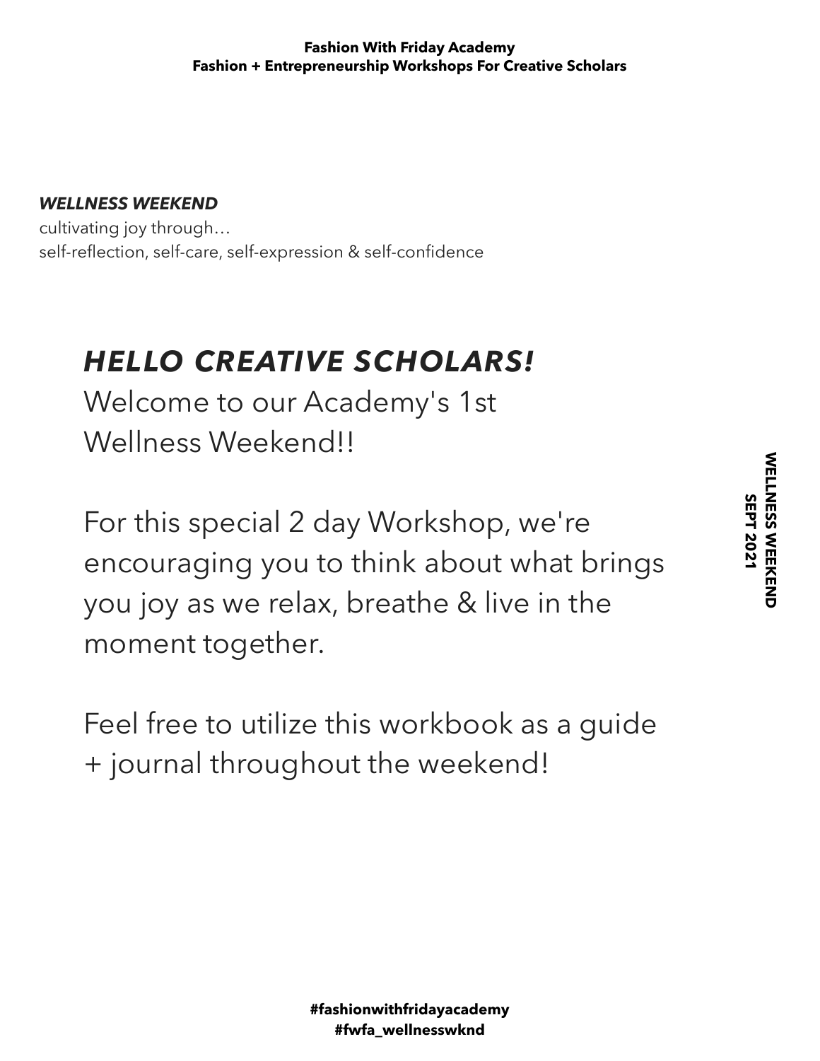***WELLNESS WEEKEND***

cultivating joy through…
self-reflection, self-care, self-expression & self-confidence

## ***HELLO CREATIVE SCHOLARS!***

Welcome to our Academy's 1st Wellness Weekend!!

For this special 2 day Workshop, we're encouraging you to think about what brings you joy as we relax, breathe & live in the moment together.

Feel free to utilize this workbook as a guide + journal throughout the weekend!

**#fashionwithfridayacademy**
**#fwfa_wellnesswknd**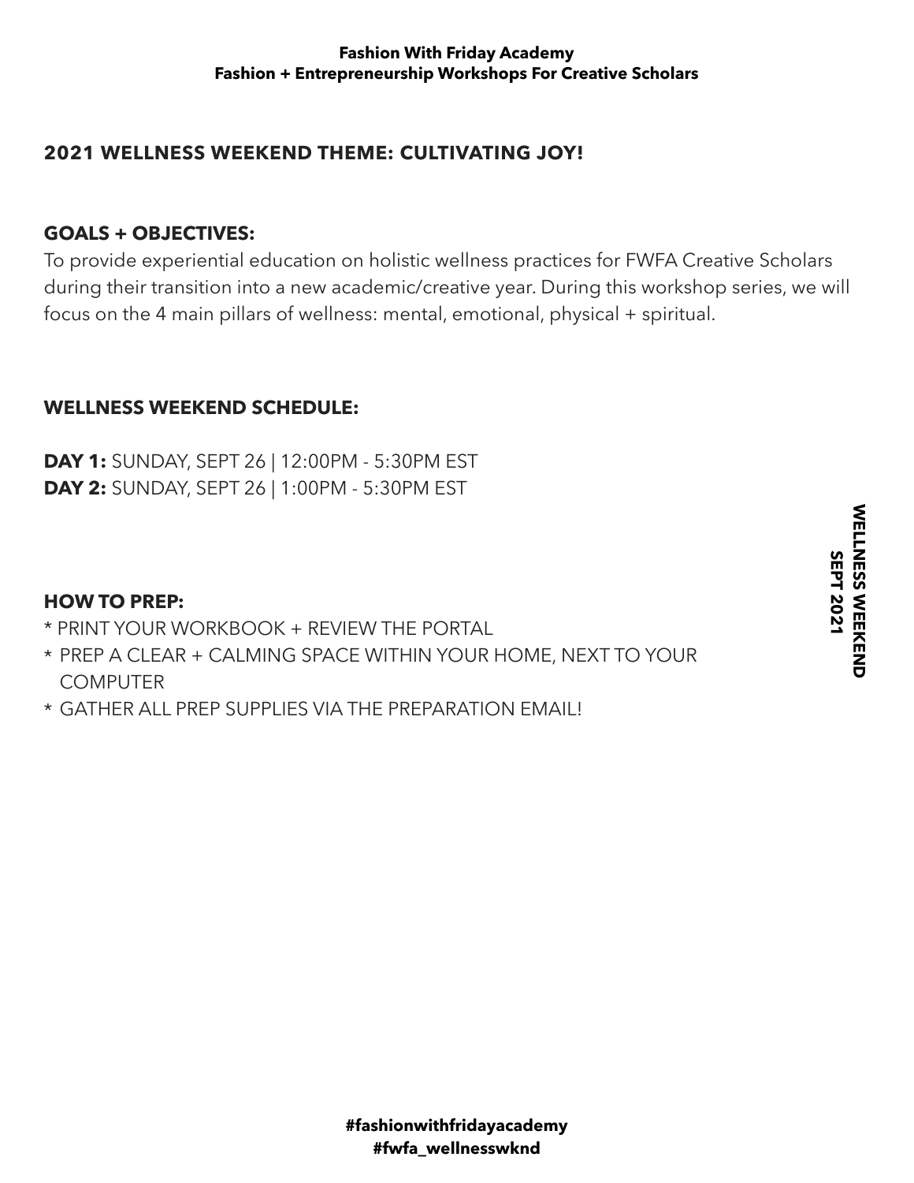## 2021 WELLNESS WEEKEND THEME: CULTIVATING JOY!

### GOALS + OBJECTIVES:

To provide experiential education on holistic wellness practices for FWFA Creative Scholars during their transition into a new academic/creative year. During this workshop series, we will focus on the 4 main pillars of wellness: mental, emotional, physical + spiritual.

### WELLNESS WEEKEND SCHEDULE:

**DAY 1:** SUNDAY, SEPT 26 | 12:00PM - 5:30PM EST
**DAY 2:** SUNDAY, SEPT 26 | 1:00PM - 5:30PM EST

### HOW TO PREP:

* PRINT YOUR WORKBOOK + REVIEW THE PORTAL
* PREP A CLEAR + CALMING SPACE WITHIN YOUR HOME, NEXT TO YOUR COMPUTER
* GATHER ALL PREP SUPPLIES VIA THE PREPARATION EMAIL!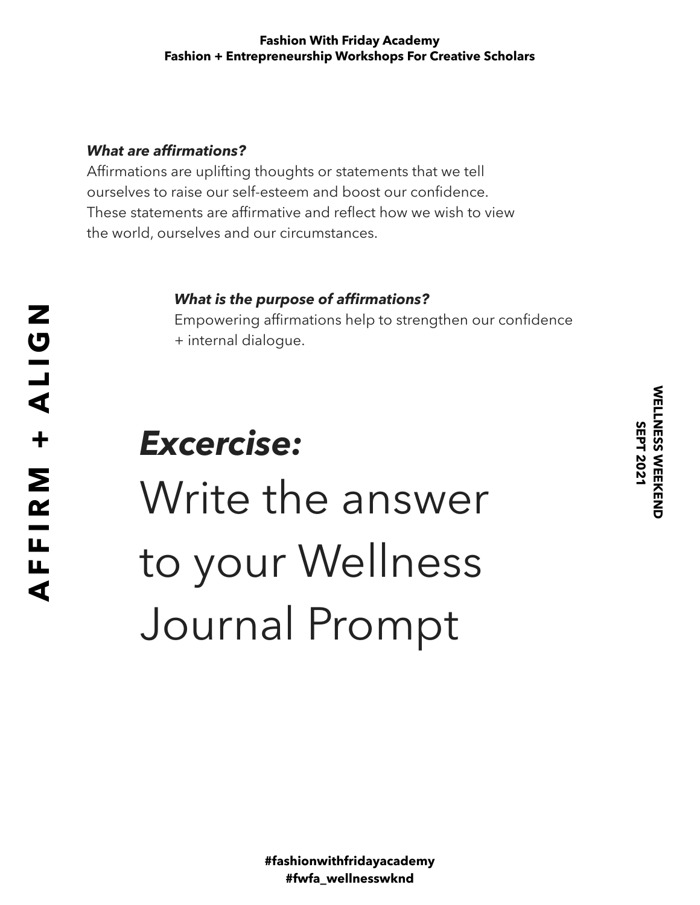### *What are affirmations?*

Affirmations are uplifting thoughts or statements that we tell ourselves to raise our self-esteem and boost our confidence. These statements are affirmative and reflect how we wish to view the world, ourselves and our circumstances.

### *What is the purpose of affirmations?*

Empowering affirmations help to strengthen our confidence + internal dialogue.

**AFFIRM + ALIGN**

**WELLNESS WEEKEND**
**SEPT 2021**

## ***Excercise:***

# Write the answer to your Wellness Journal Prompt

**#fashionwithfridayacademy**
**#fwfa_wellnesswknd**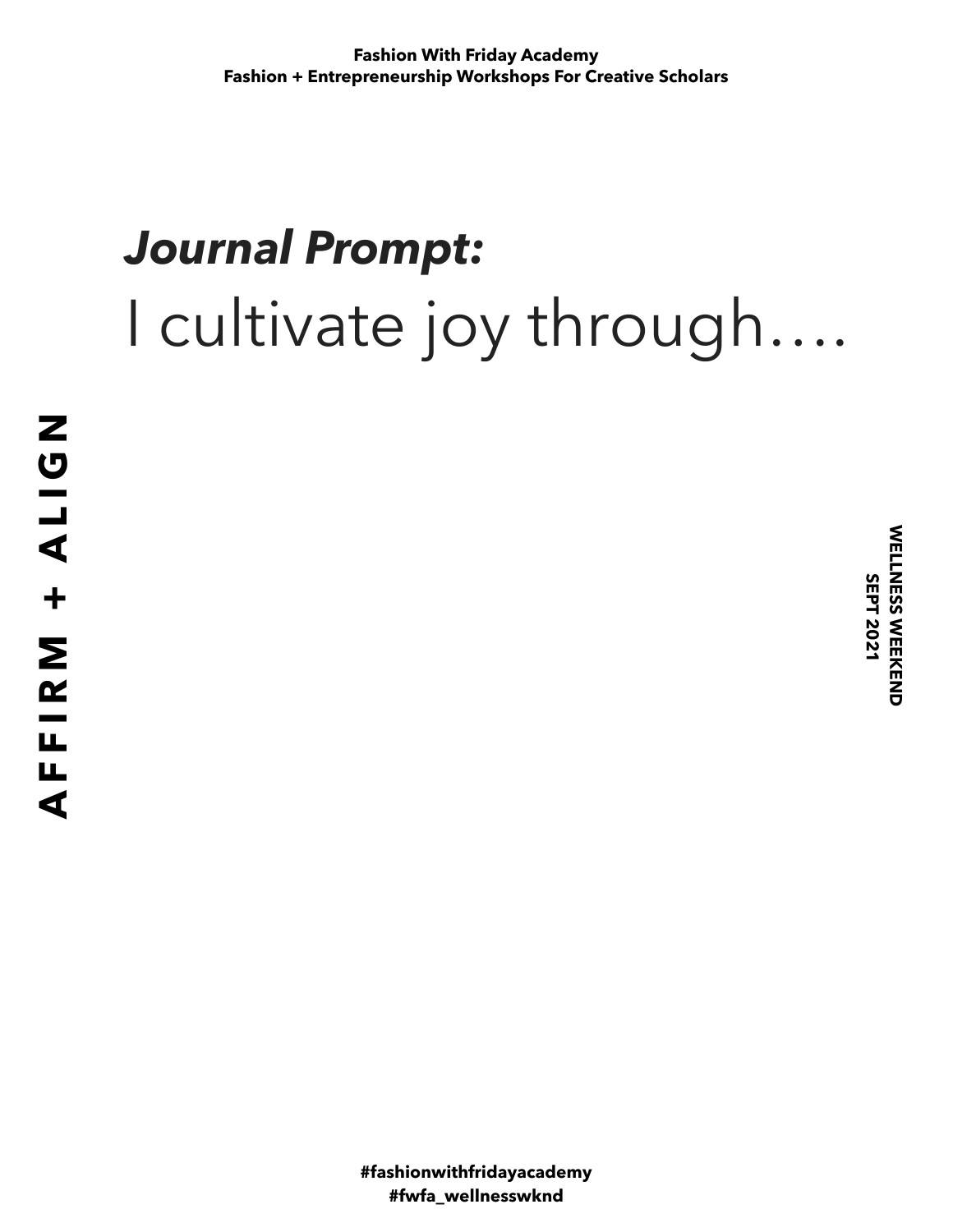**Fashion With Friday Academy**
**Fashion + Entrepreneurship Workshops For Creative Scholars**

# ***Journal Prompt:***

# I cultivate joy through….

**AFFIRM + ALIGN**

**WELLNESS WEEKEND**
**SEPT 2021**

**#fashionwithfridayacademy**
**#fwfa_wellnesswknd**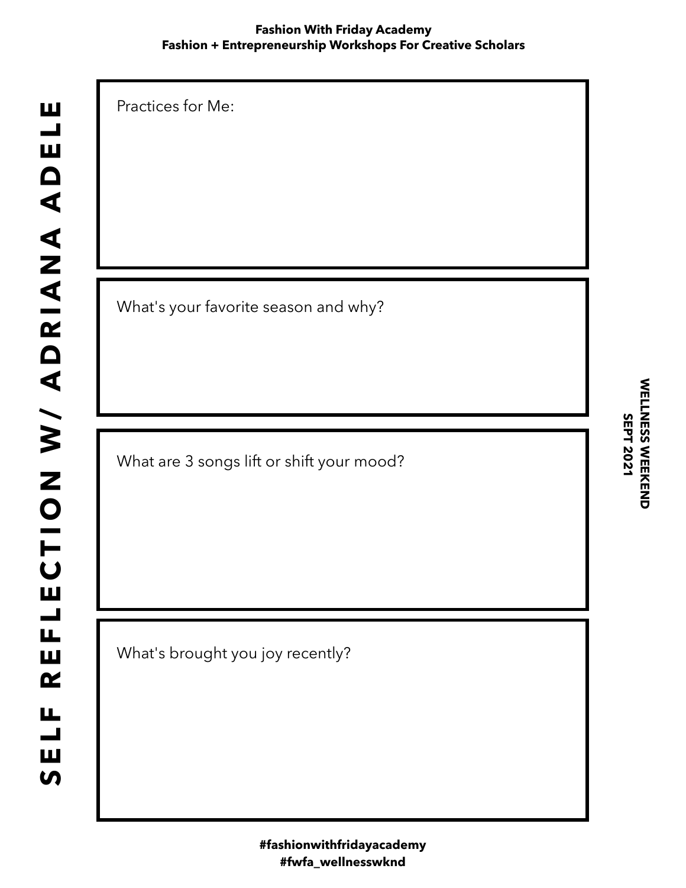**Fashion With Friday Academy**
**Fashion + Entrepreneurship Workshops For Creative Scholars**

# SELF REFLECTION W/ ADRIANA ADELE

**WELLNESS WEEKEND**
**SEPT 2021**

Practices for Me:

What's your favorite season and why?

What are 3 songs lift or shift your mood?

What's brought you joy recently?

**#fashionwithfridayacademy**
**#fwfa_wellnesswknd**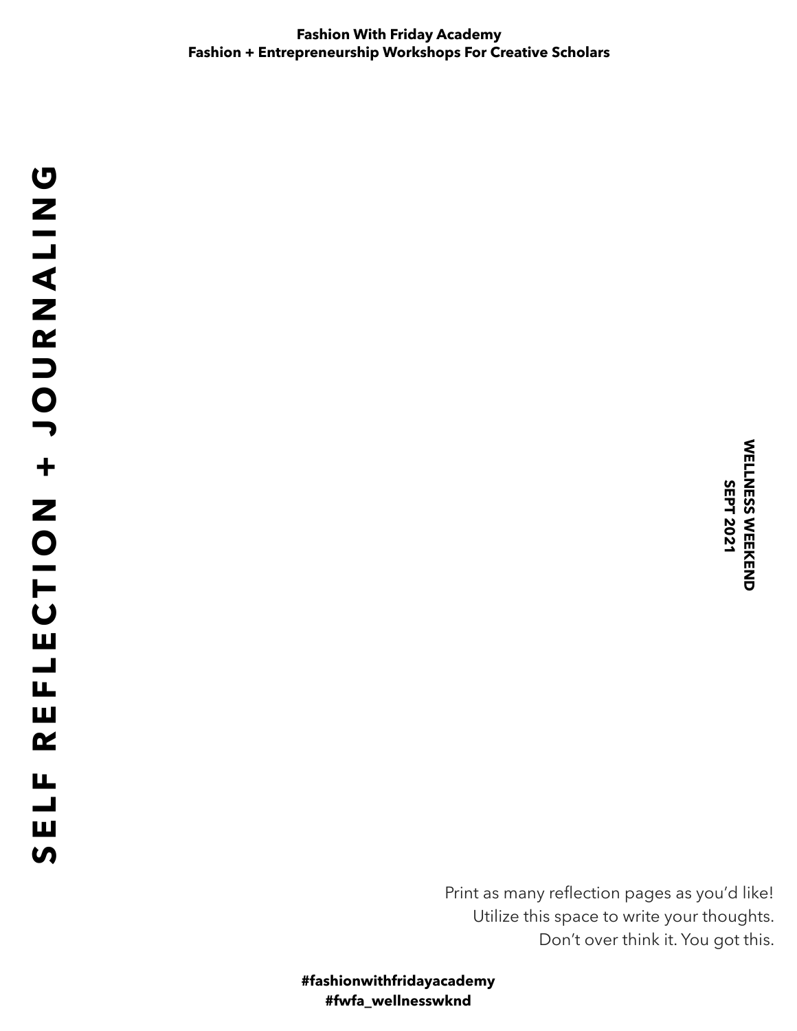**Fashion With Friday Academy**
**Fashion + Entrepreneurship Workshops For Creative Scholars**

# SELF REFLECTION + JOURNALING

**WELLNESS WEEKEND**
**SEPT 2021**

Print as many reflection pages as you'd like!
Utilize this space to write your thoughts.
Don't over think it. You got this.

**#fashionwithfridayacademy**
**#fwfa_wellnesswknd**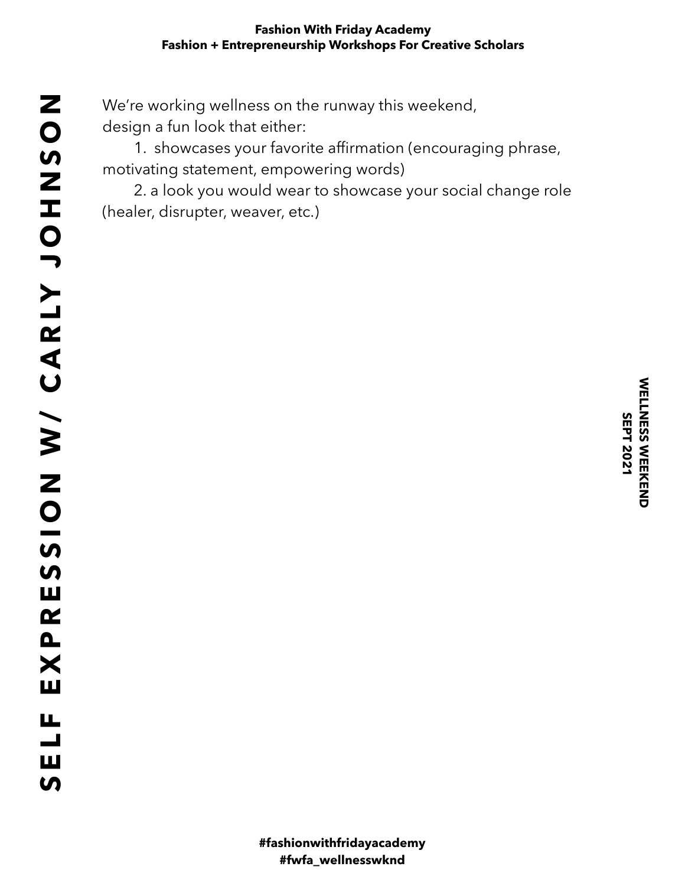# SELF EXPRESSION W/ CARLY JOHNSON

**WELLNESS WEEKEND**
**SEPT 2021**

We're working wellness on the runway this weekend, design a fun look that either:

1. showcases your favorite affirmation (encouraging phrase, motivating statement, empowering words)
2. a look you would wear to showcase your social change role (healer, disrupter, weaver, etc.)

**#fashionwithfridayacademy**
**#fwfa_wellnesswknd**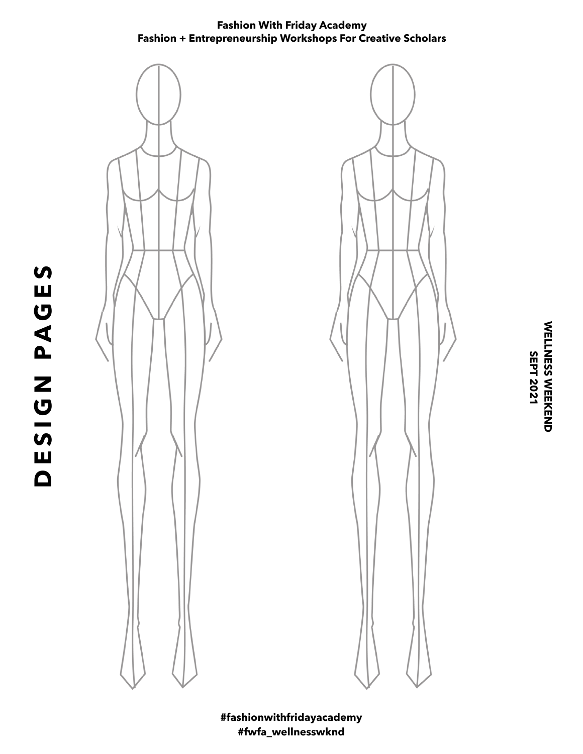**Fashion With Friday Academy**
**Fashion + Entrepreneurship Workshops For Creative Scholars**

# DESIGN PAGES

**WELLNESS WEEKEND**
**SEPT 2021**

**#fashionwithfridayacademy**
**#fwfa_wellnesswknd**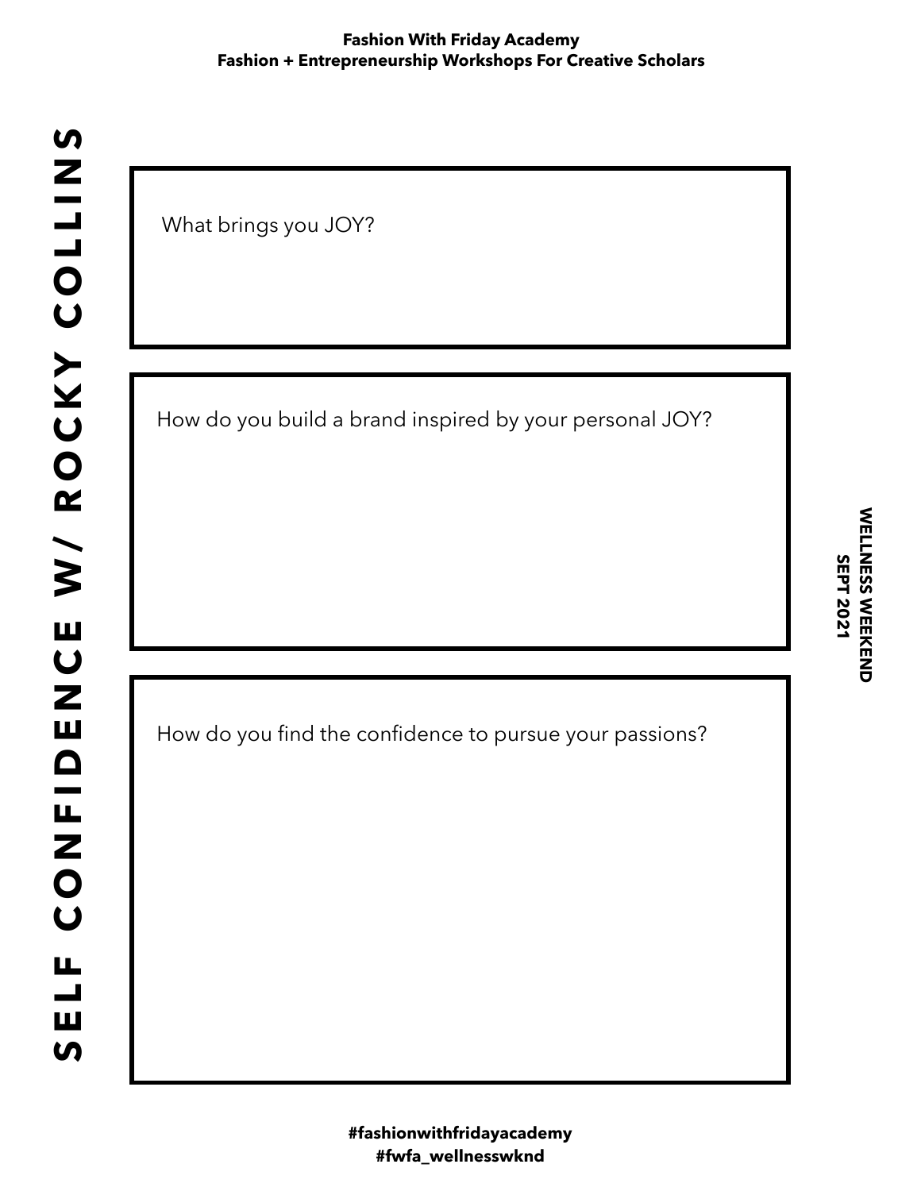**Fashion With Friday Academy**
**Fashion + Entrepreneurship Workshops For Creative Scholars**

# SELF CONFIDENCE W/ ROCKY COLLINS

**WELLNESS WEEKEND**
**SEPT 2021**

What brings you JOY?

How do you build a brand inspired by your personal JOY?

How do you find the confidence to pursue your passions?

**#fashionwithfridayacademy**
**#fwfa_wellnesswknd**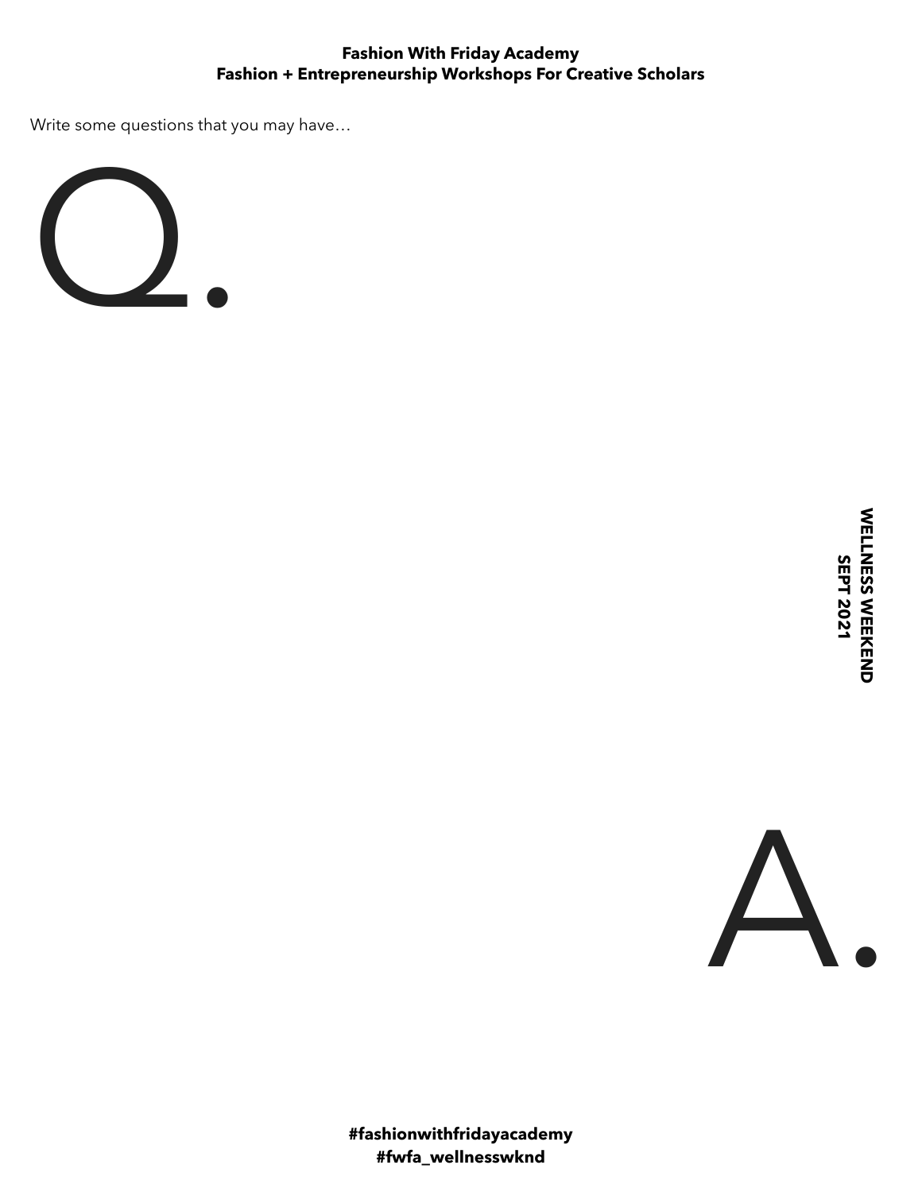Write some questions that you may have…

# Q.

# A.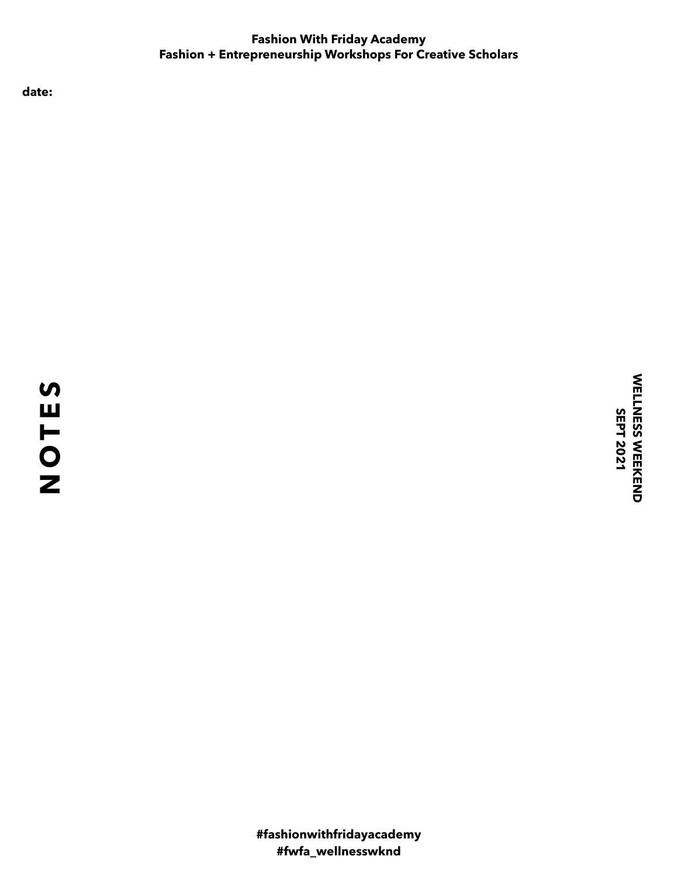**Fashion With Friday Academy**
**Fashion + Entrepreneurship Workshops For Creative Scholars**

**date:**

# NOTES

**WELLNESS WEEKEND**
**SEPT 2021**

**#fashionwithfridayacademy**
**#fwfa_wellnesswknd**